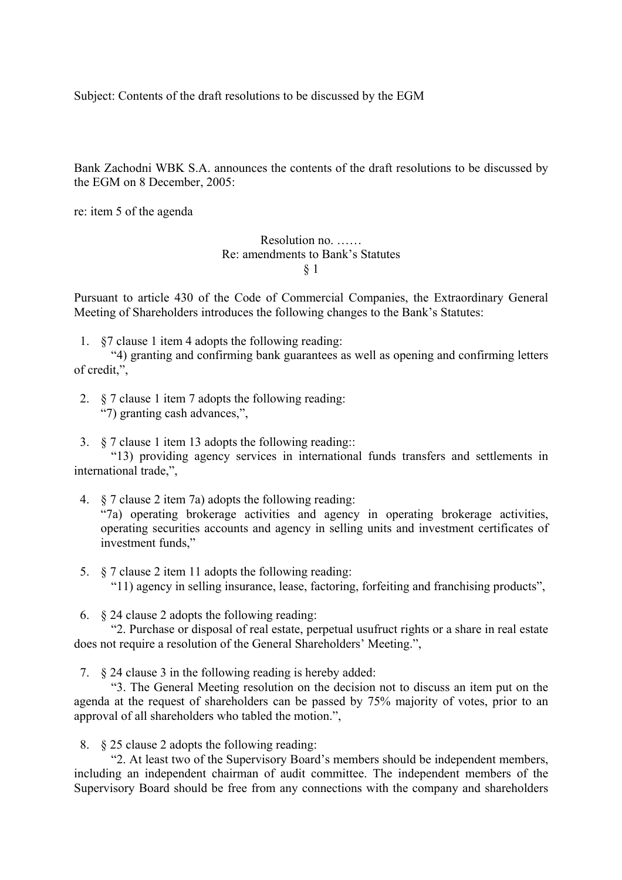Subject: Contents of the draft resolutions to be discussed by the EGM

Bank Zachodni WBK S.A. announces the contents of the draft resolutions to be discussed by the EGM on 8 December, 2005:

re: item 5 of the agenda

Resolution no. ……
Re: amendments to Bank's Statutes
§ 1

Pursuant to article 430 of the Code of Commercial Companies, the Extraordinary General Meeting of Shareholders introduces the following changes to the Bank's Statutes:

1. §7 clause 1 item 4 adopts the following reading:
   "4) granting and confirming bank guarantees as well as opening and confirming letters of credit,",

2. § 7 clause 1 item 7 adopts the following reading:
   "7) granting cash advances,",

3. § 7 clause 1 item 13 adopts the following reading::
   "13) providing agency services in international funds transfers and settlements in international trade,",

4. § 7 clause 2 item 7a) adopts the following reading:
   "7a) operating brokerage activities and agency in operating brokerage activities, operating securities accounts and agency in selling units and investment certificates of investment funds,"

5. § 7 clause 2 item 11 adopts the following reading:
   "11) agency in selling insurance, lease, factoring, forfeiting and franchising products",

6. § 24 clause 2 adopts the following reading:
   "2. Purchase or disposal of real estate, perpetual usufruct rights or a share in real estate does not require a resolution of the General Shareholders' Meeting.",

7. § 24 clause 3 in the following reading is hereby added:
   "3. The General Meeting resolution on the decision not to discuss an item put on the agenda at the request of shareholders can be passed by 75% majority of votes, prior to an approval of all shareholders who tabled the motion.",

8. § 25 clause 2 adopts the following reading:
   "2. At least two of the Supervisory Board's members should be independent members, including an independent chairman of audit committee. The independent members of the Supervisory Board should be free from any connections with the company and shareholders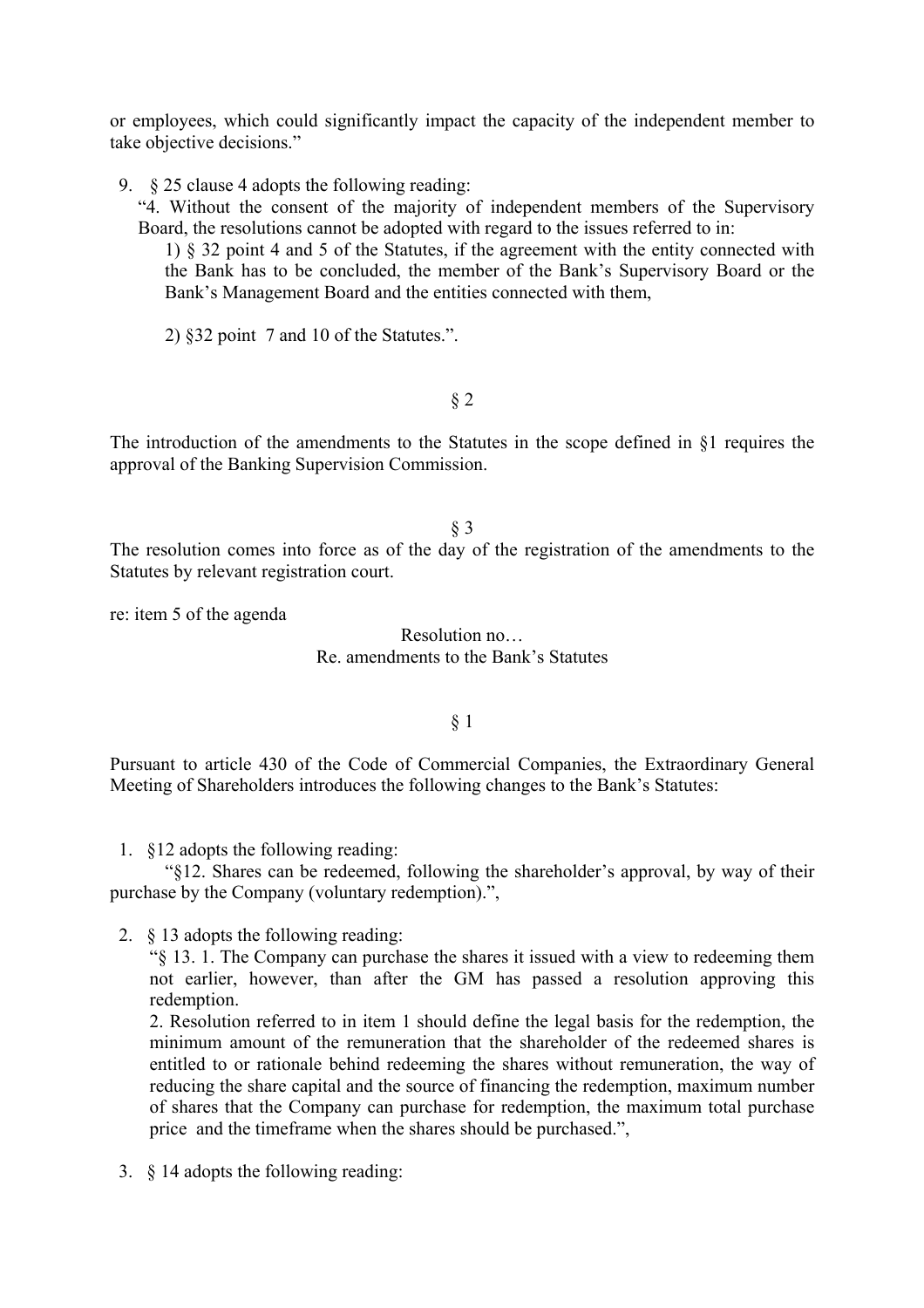or employees, which could significantly impact the capacity of the independent member to take objective decisions."

9. § 25 clause 4 adopts the following reading:
   "4. Without the consent of the majority of independent members of the Supervisory Board, the resolutions cannot be adopted with regard to the issues referred to in:
   1) § 32 point 4 and 5 of the Statutes, if the agreement with the entity connected with the Bank has to be concluded, the member of the Bank's Supervisory Board or the Bank's Management Board and the entities connected with them,

   2) §32 point 7 and 10 of the Statutes.".

§ 2

The introduction of the amendments to the Statutes in the scope defined in §1 requires the approval of the Banking Supervision Commission.

§ 3

The resolution comes into force as of the day of the registration of the amendments to the Statutes by relevant registration court.

re: item 5 of the agenda

Resolution no…
Re. amendments to the Bank's Statutes

§ 1

Pursuant to article 430 of the Code of Commercial Companies, the Extraordinary General Meeting of Shareholders introduces the following changes to the Bank's Statutes:

1. §12 adopts the following reading:
   "§12. Shares can be redeemed, following the shareholder's approval, by way of their purchase by the Company (voluntary redemption).",

2. § 13 adopts the following reading:
   "§ 13. 1. The Company can purchase the shares it issued with a view to redeeming them not earlier, however, than after the GM has passed a resolution approving this redemption.
   2. Resolution referred to in item 1 should define the legal basis for the redemption, the minimum amount of the remuneration that the shareholder of the redeemed shares is entitled to or rationale behind redeeming the shares without remuneration, the way of reducing the share capital and the source of financing the redemption, maximum number of shares that the Company can purchase for redemption, the maximum total purchase price and the timeframe when the shares should be purchased.",

3. § 14 adopts the following reading: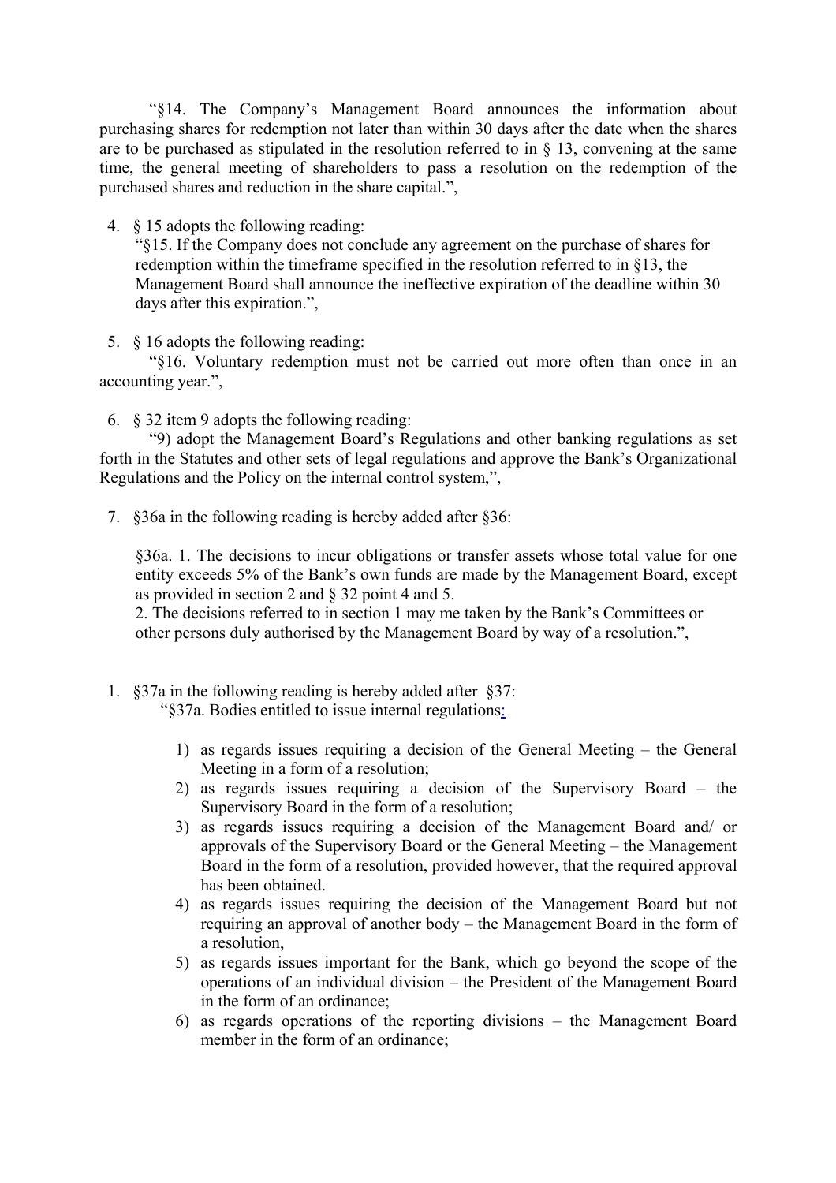"§14. The Company's Management Board announces the information about purchasing shares for redemption not later than within 30 days after the date when the shares are to be purchased as stipulated in the resolution referred to in § 13, convening at the same time, the general meeting of shareholders to pass a resolution on the redemption of the purchased shares and reduction in the share capital.",

4. § 15 adopts the following reading:
   "§15. If the Company does not conclude any agreement on the purchase of shares for redemption within the timeframe specified in the resolution referred to in §13, the Management Board shall announce the ineffective expiration of the deadline within 30 days after this expiration.",

5. § 16 adopts the following reading:
   "§16. Voluntary redemption must not be carried out more often than once in an accounting year.",

6. § 32 item 9 adopts the following reading:
   "9) adopt the Management Board's Regulations and other banking regulations as set forth in the Statutes and other sets of legal regulations and approve the Bank's Organizational Regulations and the Policy on the internal control system,",

7. §36a in the following reading is hereby added after §36:

   §36a. 1. The decisions to incur obligations or transfer assets whose total value for one entity exceeds 5% of the Bank's own funds are made by the Management Board, except as provided in section 2 and § 32 point 4 and 5.
   2. The decisions referred to in section 1 may me taken by the Bank's Committees or other persons duly authorised by the Management Board by way of a resolution.",

1. §37a in the following reading is hereby added after §37:
   "§37a. Bodies entitled to issue internal regulations:

   1) as regards issues requiring a decision of the General Meeting – the General Meeting in a form of a resolution;
   2) as regards issues requiring a decision of the Supervisory Board – the Supervisory Board in the form of a resolution;
   3) as regards issues requiring a decision of the Management Board and/ or approvals of the Supervisory Board or the General Meeting – the Management Board in the form of a resolution, provided however, that the required approval has been obtained.
   4) as regards issues requiring the decision of the Management Board but not requiring an approval of another body – the Management Board in the form of a resolution,
   5) as regards issues important for the Bank, which go beyond the scope of the operations of an individual division – the President of the Management Board in the form of an ordinance;
   6) as regards operations of the reporting divisions – the Management Board member in the form of an ordinance;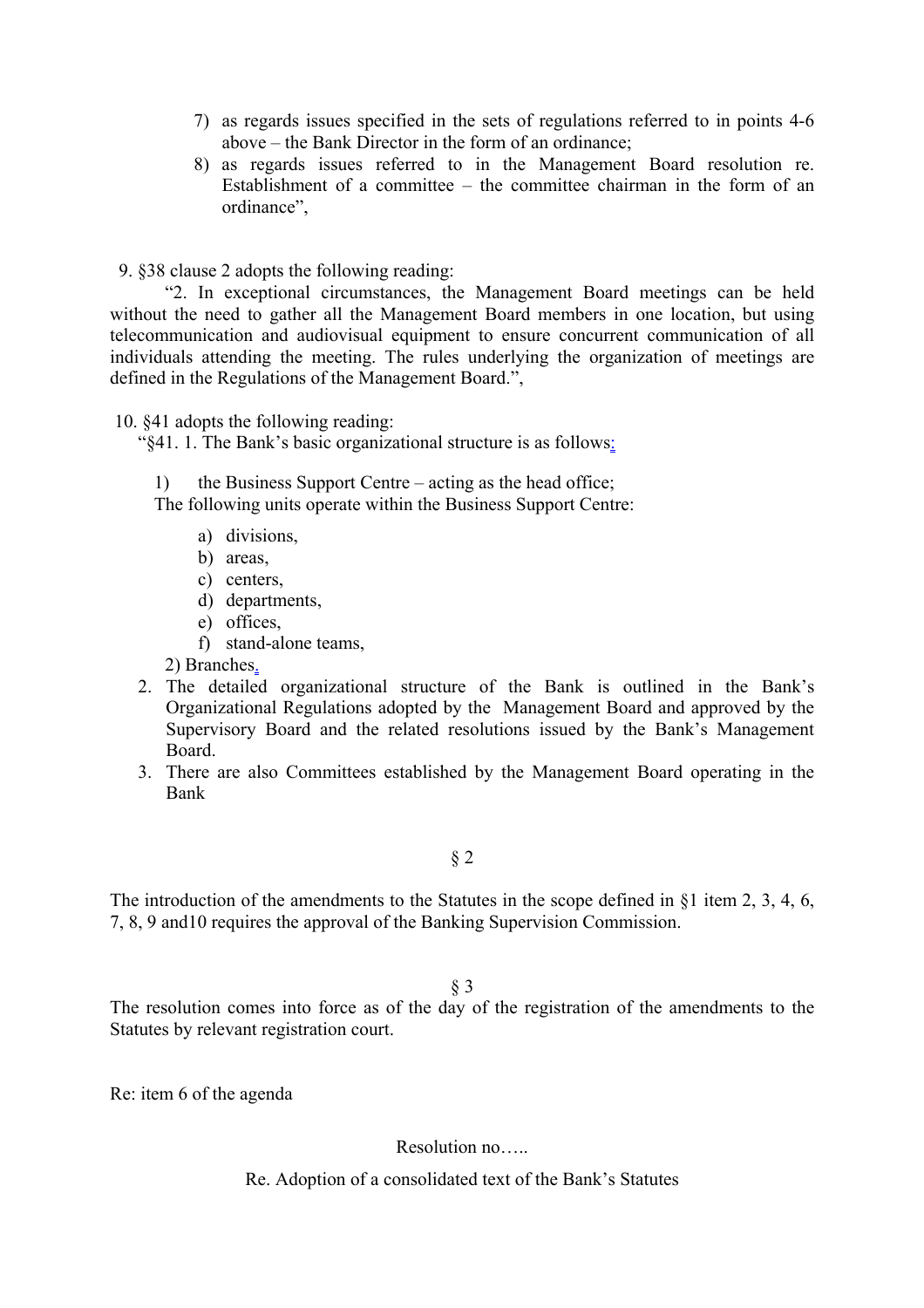7) as regards issues specified in the sets of regulations referred to in points 4-6 above – the Bank Director in the form of an ordinance;
8) as regards issues referred to in the Management Board resolution re. Establishment of a committee – the committee chairman in the form of an ordinance",

9. §38 clause 2 adopts the following reading:

"2. In exceptional circumstances, the Management Board meetings can be held without the need to gather all the Management Board members in one location, but using telecommunication and audiovisual equipment to ensure concurrent communication of all individuals attending the meeting. The rules underlying the organization of meetings are defined in the Regulations of the Management Board.",

10. §41 adopts the following reading:

"§41. 1. The Bank's basic organizational structure is as follows:

1) the Business Support Centre – acting as the head office;

The following units operate within the Business Support Centre:

a) divisions,
b) areas,
c) centers,
d) departments,
e) offices,
f) stand-alone teams,

2) Branches.

2. The detailed organizational structure of the Bank is outlined in the Bank's Organizational Regulations adopted by the Management Board and approved by the Supervisory Board and the related resolutions issued by the Bank's Management Board.
3. There are also Committees established by the Management Board operating in the Bank

§ 2

The introduction of the amendments to the Statutes in the scope defined in §1 item 2, 3, 4, 6, 7, 8, 9 and10 requires the approval of the Banking Supervision Commission.

§ 3

The resolution comes into force as of the day of the registration of the amendments to the Statutes by relevant registration court.

Re: item 6 of the agenda

Resolution no…..

Re. Adoption of a consolidated text of the Bank's Statutes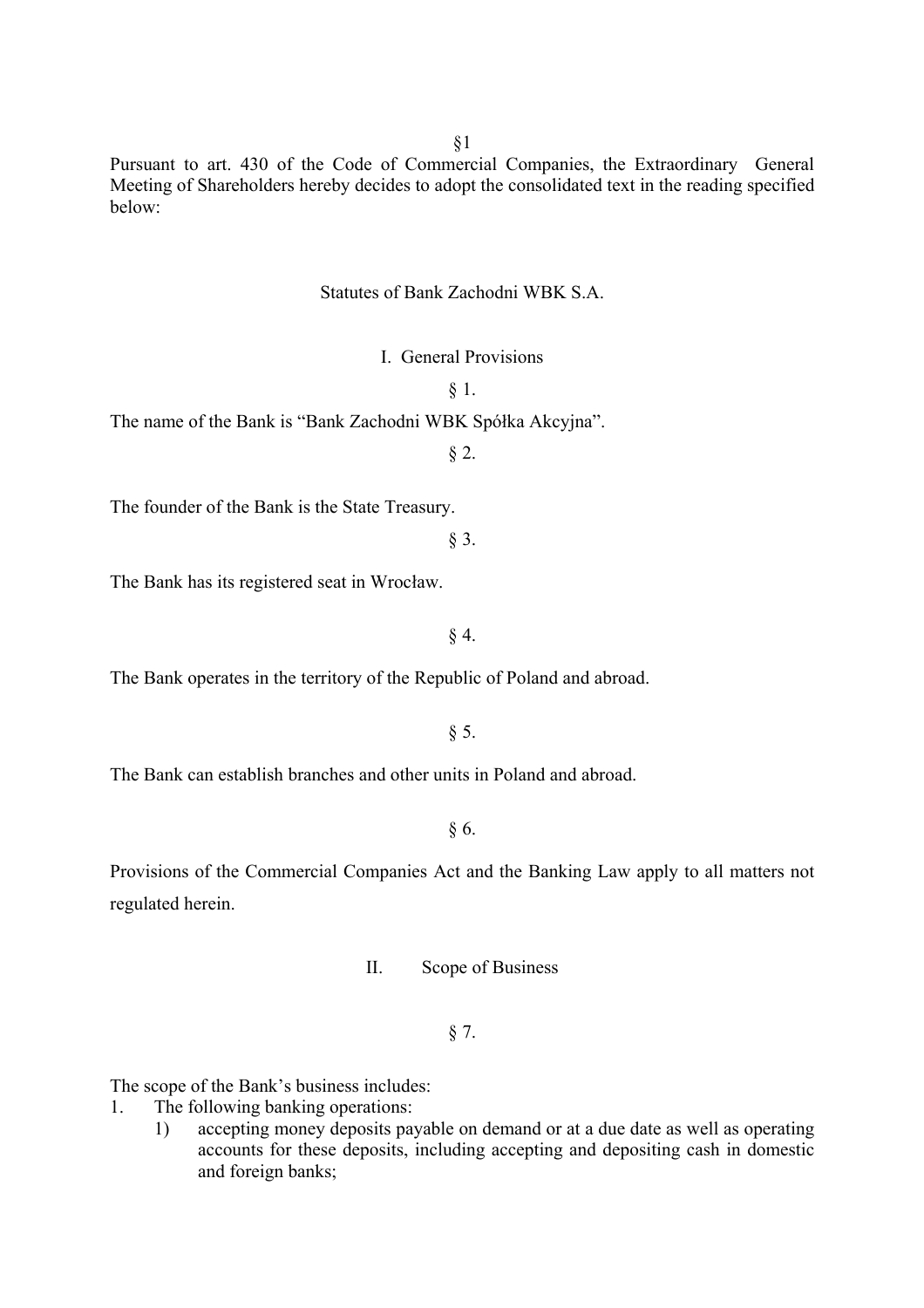§1

Pursuant to art. 430 of the Code of Commercial Companies, the Extraordinary General Meeting of Shareholders hereby decides to adopt the consolidated text in the reading specified below:

# Statutes of Bank Zachodni WBK S.A.

## I. General Provisions

§ 1.

The name of the Bank is "Bank Zachodni WBK Spółka Akcyjna".

§ 2.

The founder of the Bank is the State Treasury.

§ 3.

The Bank has its registered seat in Wrocław.

§ 4.

The Bank operates in the territory of the Republic of Poland and abroad.

§ 5.

The Bank can establish branches and other units in Poland and abroad.

§ 6.

Provisions of the Commercial Companies Act and the Banking Law apply to all matters not regulated herein.

## II. Scope of Business

§ 7.

The scope of the Bank's business includes:

1. The following banking operations:
   1) accepting money deposits payable on demand or at a due date as well as operating accounts for these deposits, including accepting and depositing cash in domestic and foreign banks;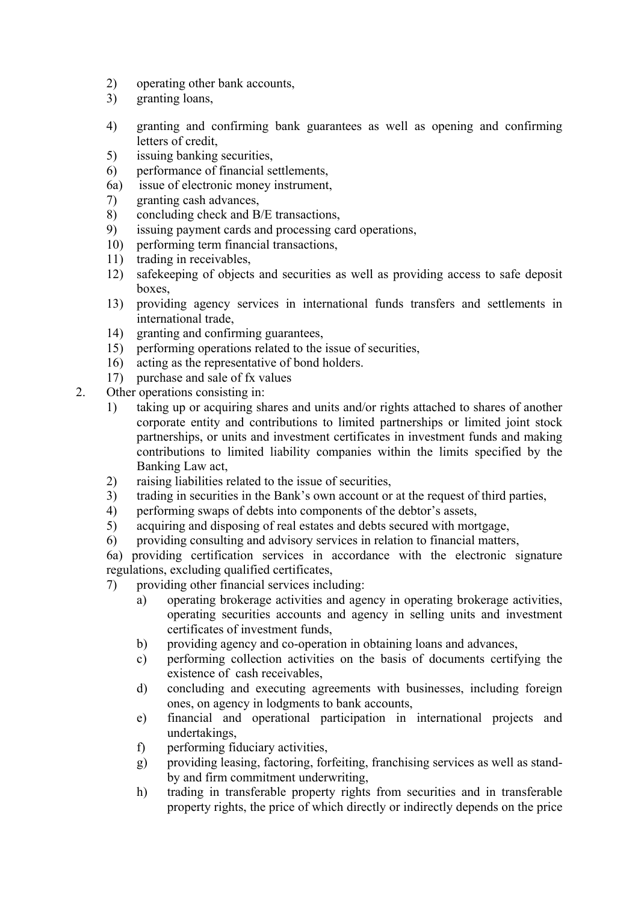2) operating other bank accounts,
3) granting loans,
4) granting and confirming bank guarantees as well as opening and confirming letters of credit,
5) issuing banking securities,
6) performance of financial settlements,

6a) issue of electronic money instrument,

7) granting cash advances,
8) concluding check and B/E transactions,
9) issuing payment cards and processing card operations,
10) performing term financial transactions,
11) trading in receivables,
12) safekeeping of objects and securities as well as providing access to safe deposit boxes,
13) providing agency services in international funds transfers and settlements in international trade,
14) granting and confirming guarantees,
15) performing operations related to the issue of securities,
16) acting as the representative of bond holders.
17) purchase and sale of fx values

2. Other operations consisting in:
   1) taking up or acquiring shares and units and/or rights attached to shares of another corporate entity and contributions to limited partnerships or limited joint stock partnerships, or units and investment certificates in investment funds and making contributions to limited liability companies within the limits specified by the Banking Law act,
   2) raising liabilities related to the issue of securities,
   3) trading in securities in the Bank's own account or at the request of third parties,
   4) performing swaps of debts into components of the debtor's assets,
   5) acquiring and disposing of real estates and debts secured with mortgage,
   6) providing consulting and advisory services in relation to financial matters,

   6a) providing certification services in accordance with the electronic signature regulations, excluding qualified certificates,

   7) providing other financial services including:
      a) operating brokerage activities and agency in operating brokerage activities, operating securities accounts and agency in selling units and investment certificates of investment funds,
      b) providing agency and co-operation in obtaining loans and advances,
      c) performing collection activities on the basis of documents certifying the existence of cash receivables,
      d) concluding and executing agreements with businesses, including foreign ones, on agency in lodgments to bank accounts,
      e) financial and operational participation in international projects and undertakings,
      f) performing fiduciary activities,
      g) providing leasing, factoring, forfeiting, franchising services as well as stand-by and firm commitment underwriting,
      h) trading in transferable property rights from securities and in transferable property rights, the price of which directly or indirectly depends on the price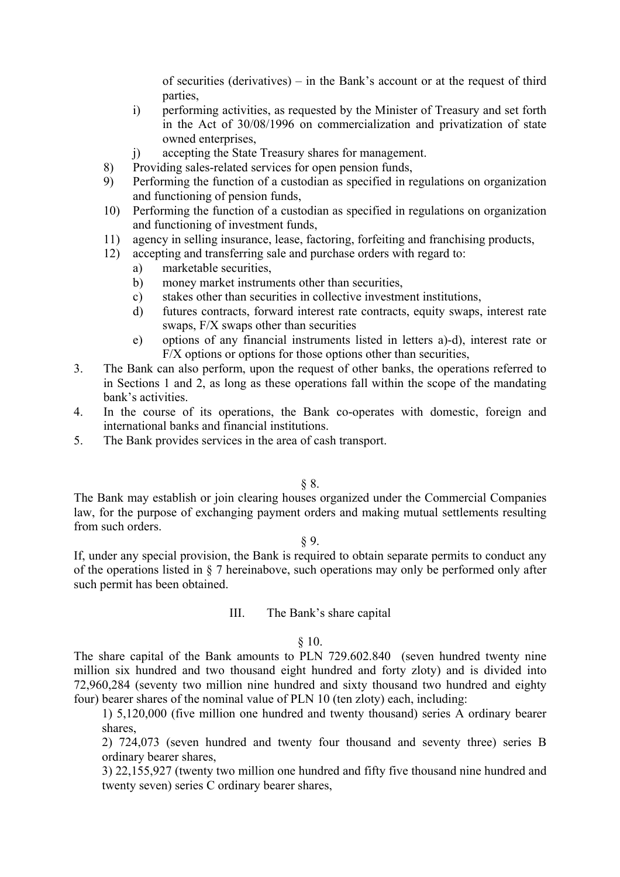of securities (derivatives) – in the Bank's account or at the request of third parties,

   i) performing activities, as requested by the Minister of Treasury and set forth in the Act of 30/08/1996 on commercialization and privatization of state owned enterprises,
   j) accepting the State Treasury shares for management.

8) Providing sales-related services for open pension funds,
9) Performing the function of a custodian as specified in regulations on organization and functioning of pension funds,
10) Performing the function of a custodian as specified in regulations on organization and functioning of investment funds,
11) agency in selling insurance, lease, factoring, forfeiting and franchising products,
12) accepting and transferring sale and purchase orders with regard to:
   a) marketable securities,
   b) money market instruments other than securities,
   c) stakes other than securities in collective investment institutions,
   d) futures contracts, forward interest rate contracts, equity swaps, interest rate swaps, F/X swaps other than securities
   e) options of any financial instruments listed in letters a)-d), interest rate or F/X options or options for those options other than securities,

3. The Bank can also perform, upon the request of other banks, the operations referred to in Sections 1 and 2, as long as these operations fall within the scope of the mandating bank's activities.
4. In the course of its operations, the Bank co-operates with domestic, foreign and international banks and financial institutions.
5. The Bank provides services in the area of cash transport.

§ 8.

The Bank may establish or join clearing houses organized under the Commercial Companies law, for the purpose of exchanging payment orders and making mutual settlements resulting from such orders.

§ 9.

If, under any special provision, the Bank is required to obtain separate permits to conduct any of the operations listed in § 7 hereinabove, such operations may only be performed only after such permit has been obtained.

## III. The Bank's share capital

§ 10.

The share capital of the Bank amounts to PLN 729.602.840 (seven hundred twenty nine million six hundred and two thousand eight hundred and forty zloty) and is divided into 72,960,284 (seventy two million nine hundred and sixty thousand two hundred and eighty four) bearer shares of the nominal value of PLN 10 (ten zloty) each, including:

1) 5,120,000 (five million one hundred and twenty thousand) series A ordinary bearer shares,

2) 724,073 (seven hundred and twenty four thousand and seventy three) series B ordinary bearer shares,

3) 22,155,927 (twenty two million one hundred and fifty five thousand nine hundred and twenty seven) series C ordinary bearer shares,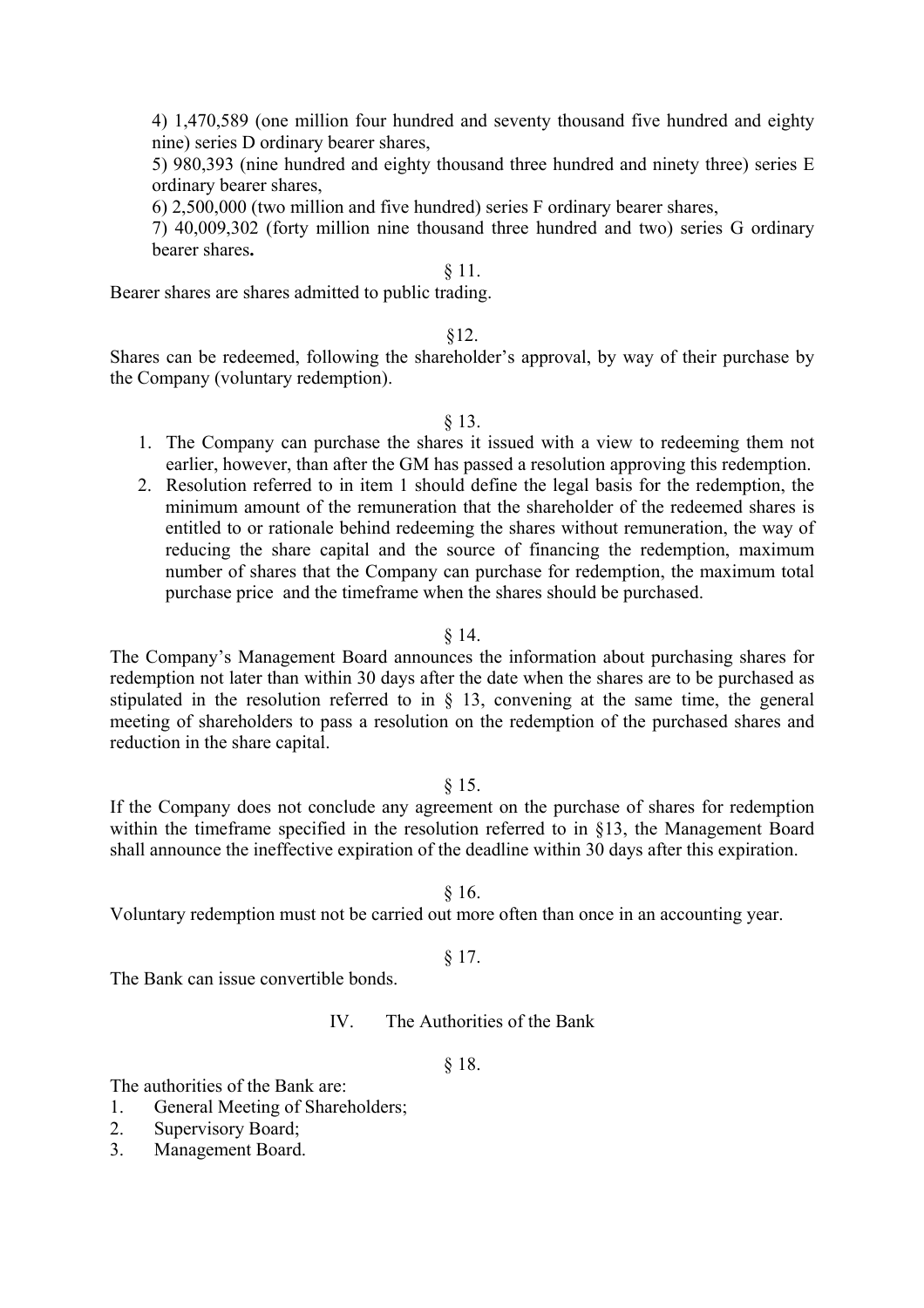4) 1,470,589 (one million four hundred and seventy thousand five hundred and eighty nine) series D ordinary bearer shares,

5) 980,393 (nine hundred and eighty thousand three hundred and ninety three) series E ordinary bearer shares,

6) 2,500,000 (two million and five hundred) series F ordinary bearer shares,

7) 40,009,302 (forty million nine thousand three hundred and two) series G ordinary bearer shares**.**

§ 11.

Bearer shares are shares admitted to public trading.

§12.

Shares can be redeemed, following the shareholder's approval, by way of their purchase by the Company (voluntary redemption).

§ 13.

1. The Company can purchase the shares it issued with a view to redeeming them not earlier, however, than after the GM has passed a resolution approving this redemption.
2. Resolution referred to in item 1 should define the legal basis for the redemption, the minimum amount of the remuneration that the shareholder of the redeemed shares is entitled to or rationale behind redeeming the shares without remuneration, the way of reducing the share capital and the source of financing the redemption, maximum number of shares that the Company can purchase for redemption, the maximum total purchase price and the timeframe when the shares should be purchased.

§ 14.

The Company's Management Board announces the information about purchasing shares for redemption not later than within 30 days after the date when the shares are to be purchased as stipulated in the resolution referred to in § 13, convening at the same time, the general meeting of shareholders to pass a resolution on the redemption of the purchased shares and reduction in the share capital.

§ 15.

If the Company does not conclude any agreement on the purchase of shares for redemption within the timeframe specified in the resolution referred to in §13, the Management Board shall announce the ineffective expiration of the deadline within 30 days after this expiration.

§ 16.

Voluntary redemption must not be carried out more often than once in an accounting year.

§ 17.

The Bank can issue convertible bonds.

## IV. The Authorities of the Bank

§ 18.

The authorities of the Bank are:

1. General Meeting of Shareholders;
2. Supervisory Board;
3. Management Board.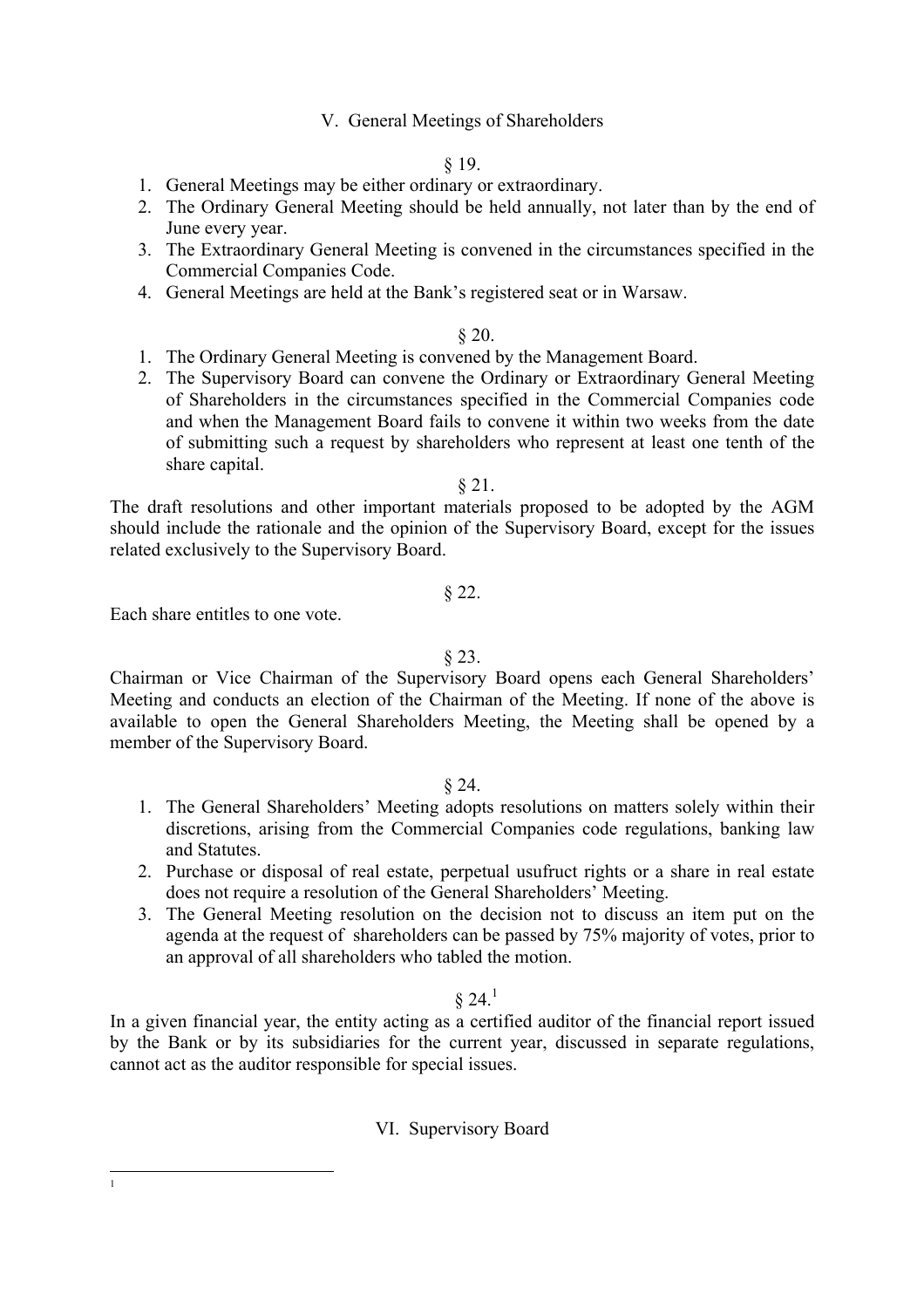## V. General Meetings of Shareholders

§ 19.

1. General Meetings may be either ordinary or extraordinary.
2. The Ordinary General Meeting should be held annually, not later than by the end of June every year.
3. The Extraordinary General Meeting is convened in the circumstances specified in the Commercial Companies Code.
4. General Meetings are held at the Bank's registered seat or in Warsaw.

§ 20.

1. The Ordinary General Meeting is convened by the Management Board.
2. The Supervisory Board can convene the Ordinary or Extraordinary General Meeting of Shareholders in the circumstances specified in the Commercial Companies code and when the Management Board fails to convene it within two weeks from the date of submitting such a request by shareholders who represent at least one tenth of the share capital.

§ 21.

The draft resolutions and other important materials proposed to be adopted by the AGM should include the rationale and the opinion of the Supervisory Board, except for the issues related exclusively to the Supervisory Board.

§ 22.

Each share entitles to one vote.

§ 23.

Chairman or Vice Chairman of the Supervisory Board opens each General Shareholders' Meeting and conducts an election of the Chairman of the Meeting. If none of the above is available to open the General Shareholders Meeting, the Meeting shall be opened by a member of the Supervisory Board.

§ 24.

1. The General Shareholders' Meeting adopts resolutions on matters solely within their discretions, arising from the Commercial Companies code regulations, banking law and Statutes.
2. Purchase or disposal of real estate, perpetual usufruct rights or a share in real estate does not require a resolution of the General Shareholders' Meeting.
3. The General Meeting resolution on the decision not to discuss an item put on the agenda at the request of shareholders can be passed by 75% majority of votes, prior to an approval of all shareholders who tabled the motion.

§ 24.[1]

In a given financial year, the entity acting as a certified auditor of the financial report issued by the Bank or by its subsidiaries for the current year, discussed in separate regulations, cannot act as the auditor responsible for special issues.

## VI. Supervisory Board

[1]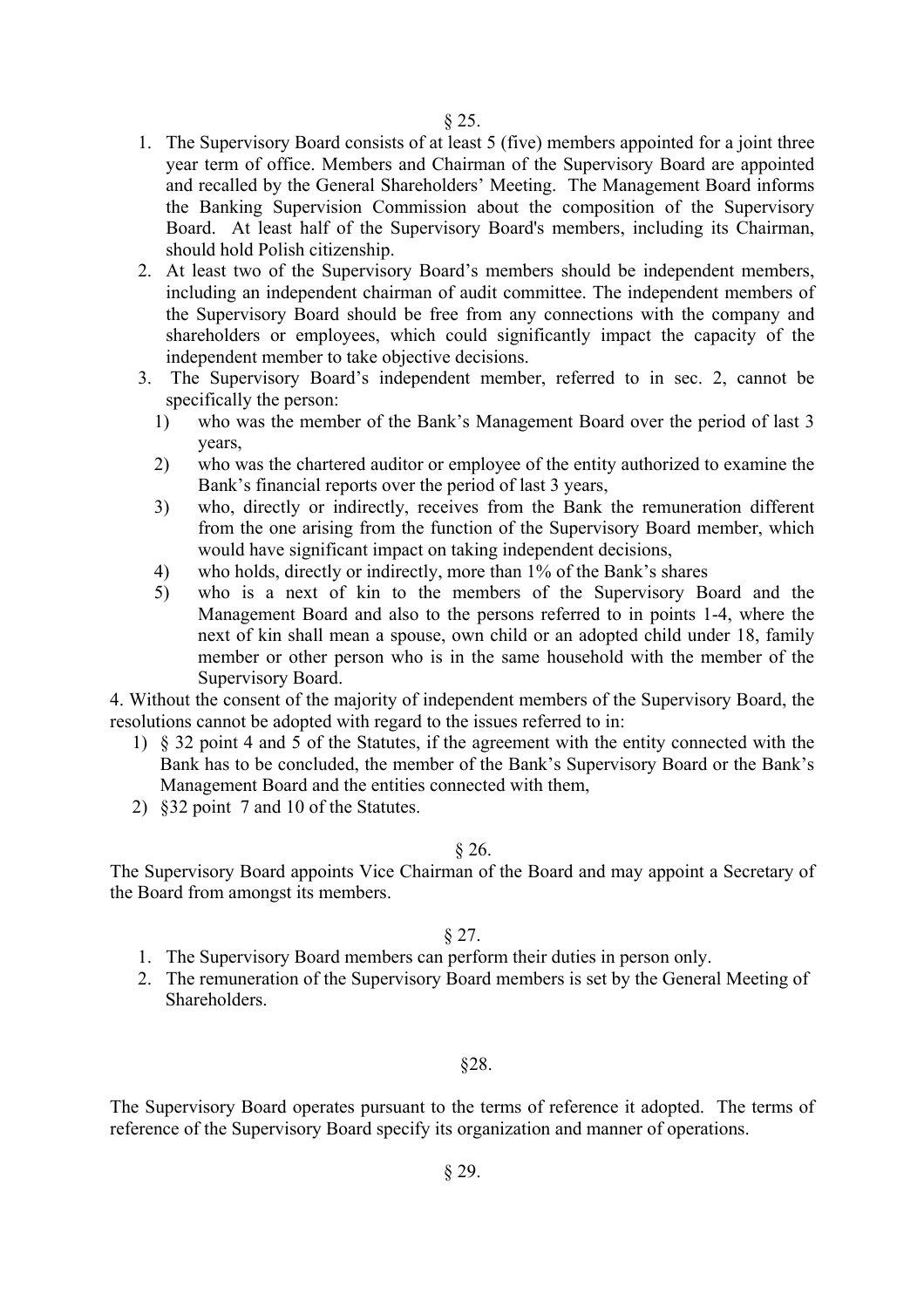§ 25.

1. The Supervisory Board consists of at least 5 (five) members appointed for a joint three year term of office. Members and Chairman of the Supervisory Board are appointed and recalled by the General Shareholders' Meeting. The Management Board informs the Banking Supervision Commission about the composition of the Supervisory Board. At least half of the Supervisory Board's members, including its Chairman, should hold Polish citizenship.
2. At least two of the Supervisory Board's members should be independent members, including an independent chairman of audit committee. The independent members of the Supervisory Board should be free from any connections with the company and shareholders or employees, which could significantly impact the capacity of the independent member to take objective decisions.
3. The Supervisory Board's independent member, referred to in sec. 2, cannot be specifically the person:
   1) who was the member of the Bank's Management Board over the period of last 3 years,
   2) who was the chartered auditor or employee of the entity authorized to examine the Bank's financial reports over the period of last 3 years,
   3) who, directly or indirectly, receives from the Bank the remuneration different from the one arising from the function of the Supervisory Board member, which would have significant impact on taking independent decisions,
   4) who holds, directly or indirectly, more than 1% of the Bank's shares
   5) who is a next of kin to the members of the Supervisory Board and the Management Board and also to the persons referred to in points 1-4, where the next of kin shall mean a spouse, own child or an adopted child under 18, family member or other person who is in the same household with the member of the Supervisory Board.

4. Without the consent of the majority of independent members of the Supervisory Board, the resolutions cannot be adopted with regard to the issues referred to in:
   1) § 32 point 4 and 5 of the Statutes, if the agreement with the entity connected with the Bank has to be concluded, the member of the Bank's Supervisory Board or the Bank's Management Board and the entities connected with them,
   2) §32 point 7 and 10 of the Statutes.

§ 26.

The Supervisory Board appoints Vice Chairman of the Board and may appoint a Secretary of the Board from amongst its members.

§ 27.

1. The Supervisory Board members can perform their duties in person only.
2. The remuneration of the Supervisory Board members is set by the General Meeting of Shareholders.

§28.

The Supervisory Board operates pursuant to the terms of reference it adopted. The terms of reference of the Supervisory Board specify its organization and manner of operations.

§ 29.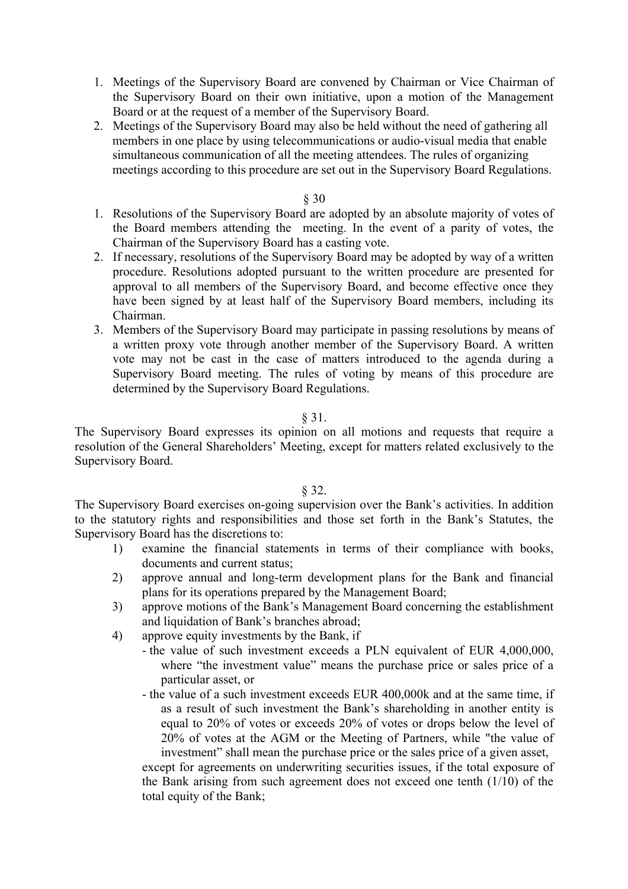1. Meetings of the Supervisory Board are convened by Chairman or Vice Chairman of the Supervisory Board on their own initiative, upon a motion of the Management Board or at the request of a member of the Supervisory Board.
2. Meetings of the Supervisory Board may also be held without the need of gathering all members in one place by using telecommunications or audio-visual media that enable simultaneous communication of all the meeting attendees. The rules of organizing meetings according to this procedure are set out in the Supervisory Board Regulations.

§ 30

1. Resolutions of the Supervisory Board are adopted by an absolute majority of votes of the Board members attending the meeting. In the event of a parity of votes, the Chairman of the Supervisory Board has a casting vote.
2. If necessary, resolutions of the Supervisory Board may be adopted by way of a written procedure. Resolutions adopted pursuant to the written procedure are presented for approval to all members of the Supervisory Board, and become effective once they have been signed by at least half of the Supervisory Board members, including its Chairman.
3. Members of the Supervisory Board may participate in passing resolutions by means of a written proxy vote through another member of the Supervisory Board. A written vote may not be cast in the case of matters introduced to the agenda during a Supervisory Board meeting. The rules of voting by means of this procedure are determined by the Supervisory Board Regulations.

§ 31.

The Supervisory Board expresses its opinion on all motions and requests that require a resolution of the General Shareholders' Meeting, except for matters related exclusively to the Supervisory Board.

§ 32.

The Supervisory Board exercises on-going supervision over the Bank's activities. In addition to the statutory rights and responsibilities and those set forth in the Bank's Statutes, the Supervisory Board has the discretions to:

1) examine the financial statements in terms of their compliance with books, documents and current status;
2) approve annual and long-term development plans for the Bank and financial plans for its operations prepared by the Management Board;
3) approve motions of the Bank's Management Board concerning the establishment and liquidation of Bank's branches abroad;
4) approve equity investments by the Bank, if
   - the value of such investment exceeds a PLN equivalent of EUR 4,000,000, where "the investment value" means the purchase price or sales price of a particular asset, or
   - the value of a such investment exceeds EUR 400,000k and at the same time, if as a result of such investment the Bank's shareholding in another entity is equal to 20% of votes or exceeds 20% of votes or drops below the level of 20% of votes at the AGM or the Meeting of Partners, while "the value of investment" shall mean the purchase price or the sales price of a given asset,

   except for agreements on underwriting securities issues, if the total exposure of the Bank arising from such agreement does not exceed one tenth (1/10) of the total equity of the Bank;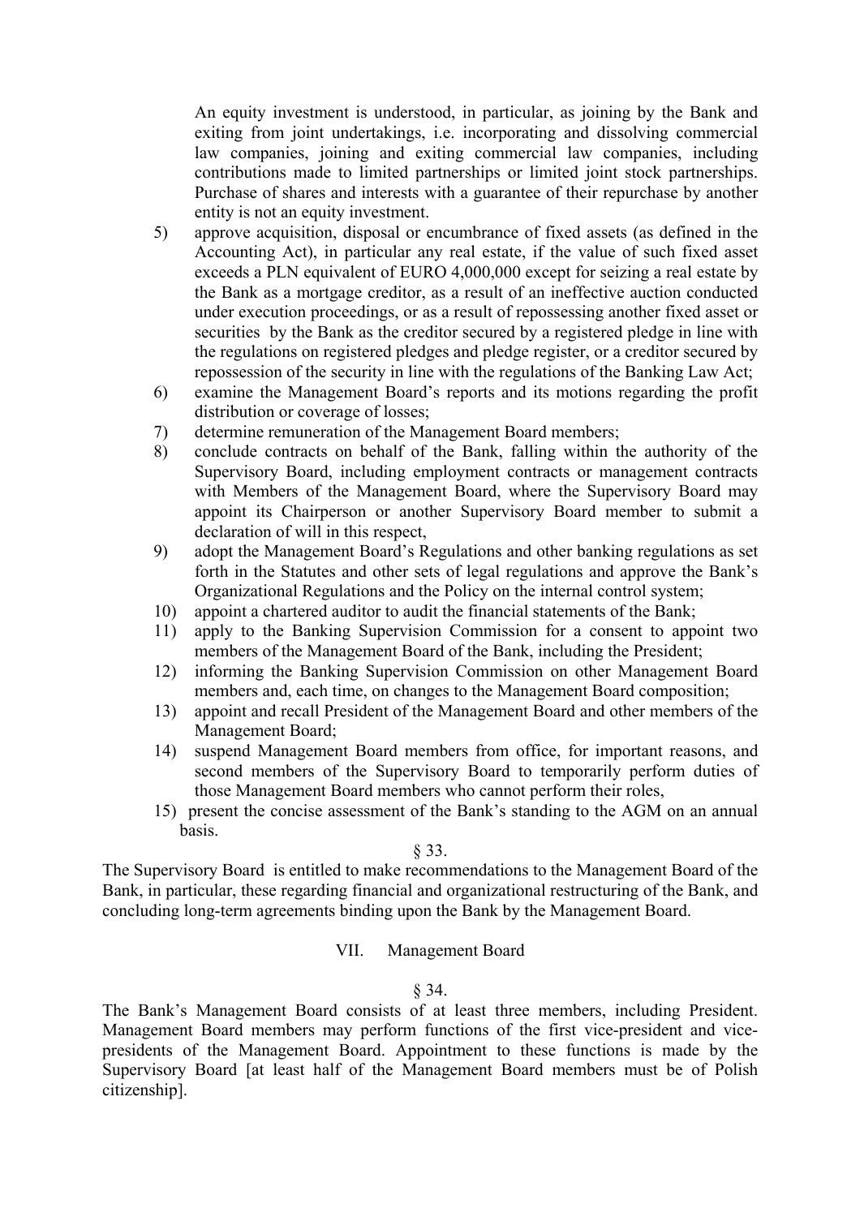An equity investment is understood, in particular, as joining by the Bank and exiting from joint undertakings, i.e. incorporating and dissolving commercial law companies, joining and exiting commercial law companies, including contributions made to limited partnerships or limited joint stock partnerships. Purchase of shares and interests with a guarantee of their repurchase by another entity is not an equity investment.

5) approve acquisition, disposal or encumbrance of fixed assets (as defined in the Accounting Act), in particular any real estate, if the value of such fixed asset exceeds a PLN equivalent of EURO 4,000,000 except for seizing a real estate by the Bank as a mortgage creditor, as a result of an ineffective auction conducted under execution proceedings, or as a result of repossessing another fixed asset or securities by the Bank as the creditor secured by a registered pledge in line with the regulations on registered pledges and pledge register, or a creditor secured by repossession of the security in line with the regulations of the Banking Law Act;
6) examine the Management Board's reports and its motions regarding the profit distribution or coverage of losses;
7) determine remuneration of the Management Board members;
8) conclude contracts on behalf of the Bank, falling within the authority of the Supervisory Board, including employment contracts or management contracts with Members of the Management Board, where the Supervisory Board may appoint its Chairperson or another Supervisory Board member to submit a declaration of will in this respect,
9) adopt the Management Board's Regulations and other banking regulations as set forth in the Statutes and other sets of legal regulations and approve the Bank's Organizational Regulations and the Policy on the internal control system;
10) appoint a chartered auditor to audit the financial statements of the Bank;
11) apply to the Banking Supervision Commission for a consent to appoint two members of the Management Board of the Bank, including the President;
12) informing the Banking Supervision Commission on other Management Board members and, each time, on changes to the Management Board composition;
13) appoint and recall President of the Management Board and other members of the Management Board;
14) suspend Management Board members from office, for important reasons, and second members of the Supervisory Board to temporarily perform duties of those Management Board members who cannot perform their roles,
15) present the concise assessment of the Bank's standing to the AGM on an annual basis.

§ 33.

The Supervisory Board is entitled to make recommendations to the Management Board of the Bank, in particular, these regarding financial and organizational restructuring of the Bank, and concluding long-term agreements binding upon the Bank by the Management Board.

## VII. Management Board

§ 34.

The Bank's Management Board consists of at least three members, including President. Management Board members may perform functions of the first vice-president and vice-presidents of the Management Board. Appointment to these functions is made by the Supervisory Board [at least half of the Management Board members must be of Polish citizenship].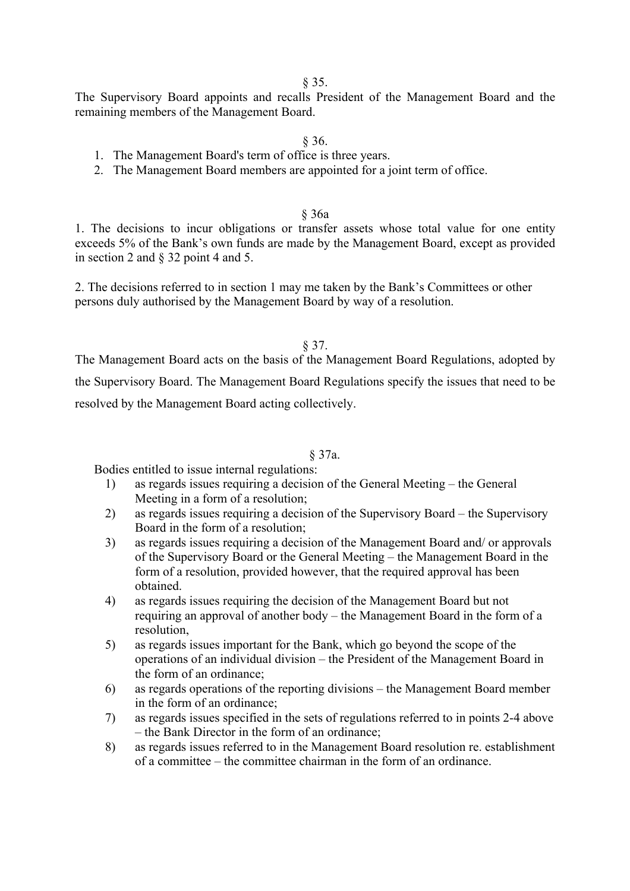§ 35.

The Supervisory Board appoints and recalls President of the Management Board and the remaining members of the Management Board.

§ 36.

1. The Management Board's term of office is three years.
2. The Management Board members are appointed for a joint term of office.

§ 36a

1. The decisions to incur obligations or transfer assets whose total value for one entity exceeds 5% of the Bank's own funds are made by the Management Board, except as provided in section 2 and § 32 point 4 and 5.

2. The decisions referred to in section 1 may me taken by the Bank's Committees or other persons duly authorised by the Management Board by way of a resolution.

§ 37.

The Management Board acts on the basis of the Management Board Regulations, adopted by the Supervisory Board. The Management Board Regulations specify the issues that need to be resolved by the Management Board acting collectively.

§ 37a.

Bodies entitled to issue internal regulations:

1) as regards issues requiring a decision of the General Meeting – the General Meeting in a form of a resolution;
2) as regards issues requiring a decision of the Supervisory Board – the Supervisory Board in the form of a resolution;
3) as regards issues requiring a decision of the Management Board and/ or approvals of the Supervisory Board or the General Meeting – the Management Board in the form of a resolution, provided however, that the required approval has been obtained.
4) as regards issues requiring the decision of the Management Board but not requiring an approval of another body – the Management Board in the form of a resolution,
5) as regards issues important for the Bank, which go beyond the scope of the operations of an individual division – the President of the Management Board in the form of an ordinance;
6) as regards operations of the reporting divisions – the Management Board member in the form of an ordinance;
7) as regards issues specified in the sets of regulations referred to in points 2-4 above – the Bank Director in the form of an ordinance;
8) as regards issues referred to in the Management Board resolution re. establishment of a committee – the committee chairman in the form of an ordinance.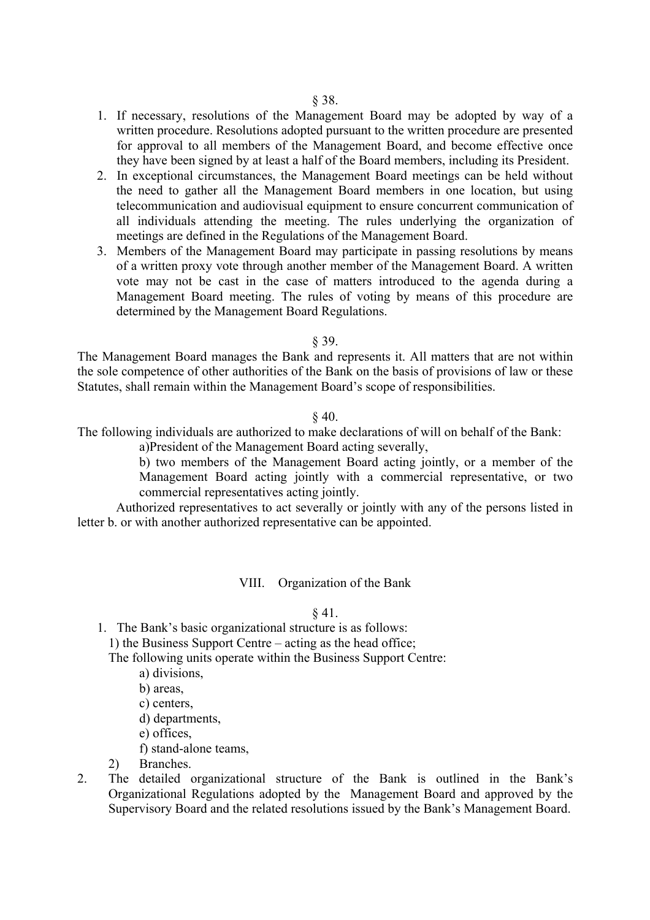§ 38.

1. If necessary, resolutions of the Management Board may be adopted by way of a written procedure. Resolutions adopted pursuant to the written procedure are presented for approval to all members of the Management Board, and become effective once they have been signed by at least a half of the Board members, including its President.
2. In exceptional circumstances, the Management Board meetings can be held without the need to gather all the Management Board members in one location, but using telecommunication and audiovisual equipment to ensure concurrent communication of all individuals attending the meeting. The rules underlying the organization of meetings are defined in the Regulations of the Management Board.
3. Members of the Management Board may participate in passing resolutions by means of a written proxy vote through another member of the Management Board. A written vote may not be cast in the case of matters introduced to the agenda during a Management Board meeting. The rules of voting by means of this procedure are determined by the Management Board Regulations.

§ 39.

The Management Board manages the Bank and represents it. All matters that are not within the sole competence of other authorities of the Bank on the basis of provisions of law or these Statutes, shall remain within the Management Board's scope of responsibilities.

§ 40.

The following individuals are authorized to make declarations of will on behalf of the Bank:

a)President of the Management Board acting severally,

b) two members of the Management Board acting jointly, or a member of the Management Board acting jointly with a commercial representative, or two commercial representatives acting jointly.

Authorized representatives to act severally or jointly with any of the persons listed in letter b. or with another authorized representative can be appointed.

## VIII. Organization of the Bank

§ 41.

1. The Bank's basic organizational structure is as follows:

   1) the Business Support Centre – acting as the head office;

   The following units operate within the Business Support Centre:

   a) divisions,
   b) areas,
   c) centers,
   d) departments,
   e) offices,
   f) stand-alone teams,

   2) Branches.

2. The detailed organizational structure of the Bank is outlined in the Bank's Organizational Regulations adopted by the Management Board and approved by the Supervisory Board and the related resolutions issued by the Bank's Management Board.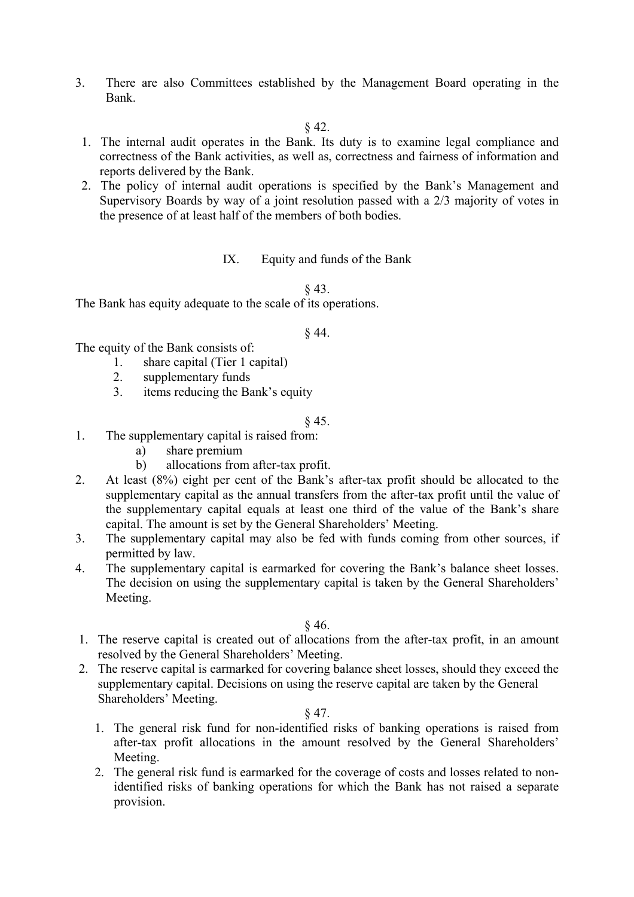3. There are also Committees established by the Management Board operating in the Bank.

§ 42.

1. The internal audit operates in the Bank. Its duty is to examine legal compliance and correctness of the Bank activities, as well as, correctness and fairness of information and reports delivered by the Bank.
2. The policy of internal audit operations is specified by the Bank's Management and Supervisory Boards by way of a joint resolution passed with a 2/3 majority of votes in the presence of at least half of the members of both bodies.

## IX. Equity and funds of the Bank

§ 43.

The Bank has equity adequate to the scale of its operations.

§ 44.

The equity of the Bank consists of:

1. share capital (Tier 1 capital)
2. supplementary funds
3. items reducing the Bank's equity

§ 45.

1. The supplementary capital is raised from:
   a) share premium
   b) allocations from after-tax profit.
2. At least (8%) eight per cent of the Bank's after-tax profit should be allocated to the supplementary capital as the annual transfers from the after-tax profit until the value of the supplementary capital equals at least one third of the value of the Bank's share capital. The amount is set by the General Shareholders' Meeting.
3. The supplementary capital may also be fed with funds coming from other sources, if permitted by law.
4. The supplementary capital is earmarked for covering the Bank's balance sheet losses. The decision on using the supplementary capital is taken by the General Shareholders' Meeting.

§ 46.

1. The reserve capital is created out of allocations from the after-tax profit, in an amount resolved by the General Shareholders' Meeting.
2. The reserve capital is earmarked for covering balance sheet losses, should they exceed the supplementary capital. Decisions on using the reserve capital are taken by the General Shareholders' Meeting.

§ 47.

1. The general risk fund for non-identified risks of banking operations is raised from after-tax profit allocations in the amount resolved by the General Shareholders' Meeting.
2. The general risk fund is earmarked for the coverage of costs and losses related to non-identified risks of banking operations for which the Bank has not raised a separate provision.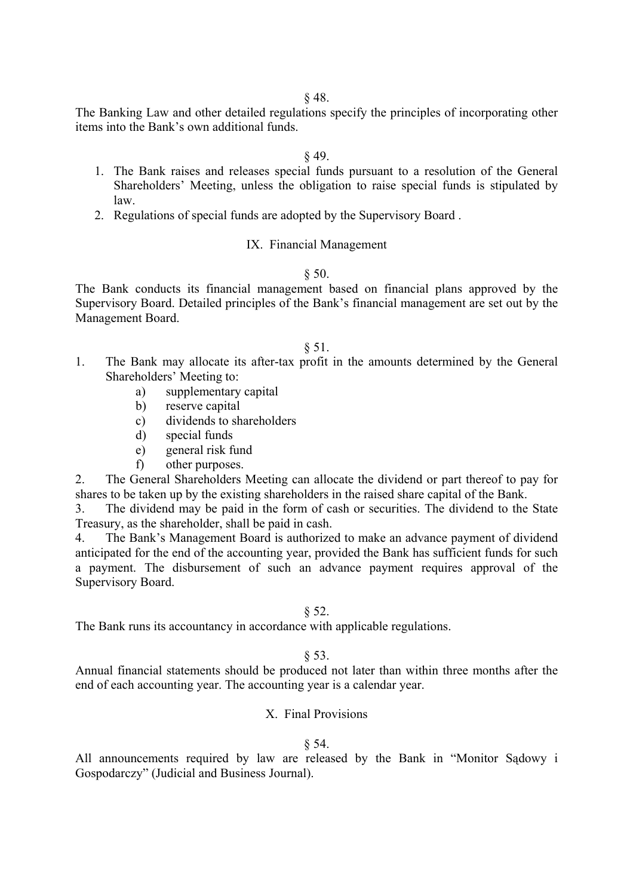§ 48.

The Banking Law and other detailed regulations specify the principles of incorporating other items into the Bank's own additional funds.

§ 49.

1. The Bank raises and releases special funds pursuant to a resolution of the General Shareholders' Meeting, unless the obligation to raise special funds is stipulated by law.
2. Regulations of special funds are adopted by the Supervisory Board .

## IX. Financial Management

§ 50.

The Bank conducts its financial management based on financial plans approved by the Supervisory Board. Detailed principles of the Bank's financial management are set out by the Management Board.

§ 51.

1. The Bank may allocate its after-tax profit in the amounts determined by the General Shareholders' Meeting to:
   a) supplementary capital
   b) reserve capital
   c) dividends to shareholders
   d) special funds
   e) general risk fund
   f) other purposes.
2. The General Shareholders Meeting can allocate the dividend or part thereof to pay for shares to be taken up by the existing shareholders in the raised share capital of the Bank.
3. The dividend may be paid in the form of cash or securities. The dividend to the State Treasury, as the shareholder, shall be paid in cash.
4. The Bank's Management Board is authorized to make an advance payment of dividend anticipated for the end of the accounting year, provided the Bank has sufficient funds for such a payment. The disbursement of such an advance payment requires approval of the Supervisory Board.

§ 52.

The Bank runs its accountancy in accordance with applicable regulations.

§ 53.

Annual financial statements should be produced not later than within three months after the end of each accounting year. The accounting year is a calendar year.

## X. Final Provisions

§ 54.

All announcements required by law are released by the Bank in "Monitor Sądowy i Gospodarczy" (Judicial and Business Journal).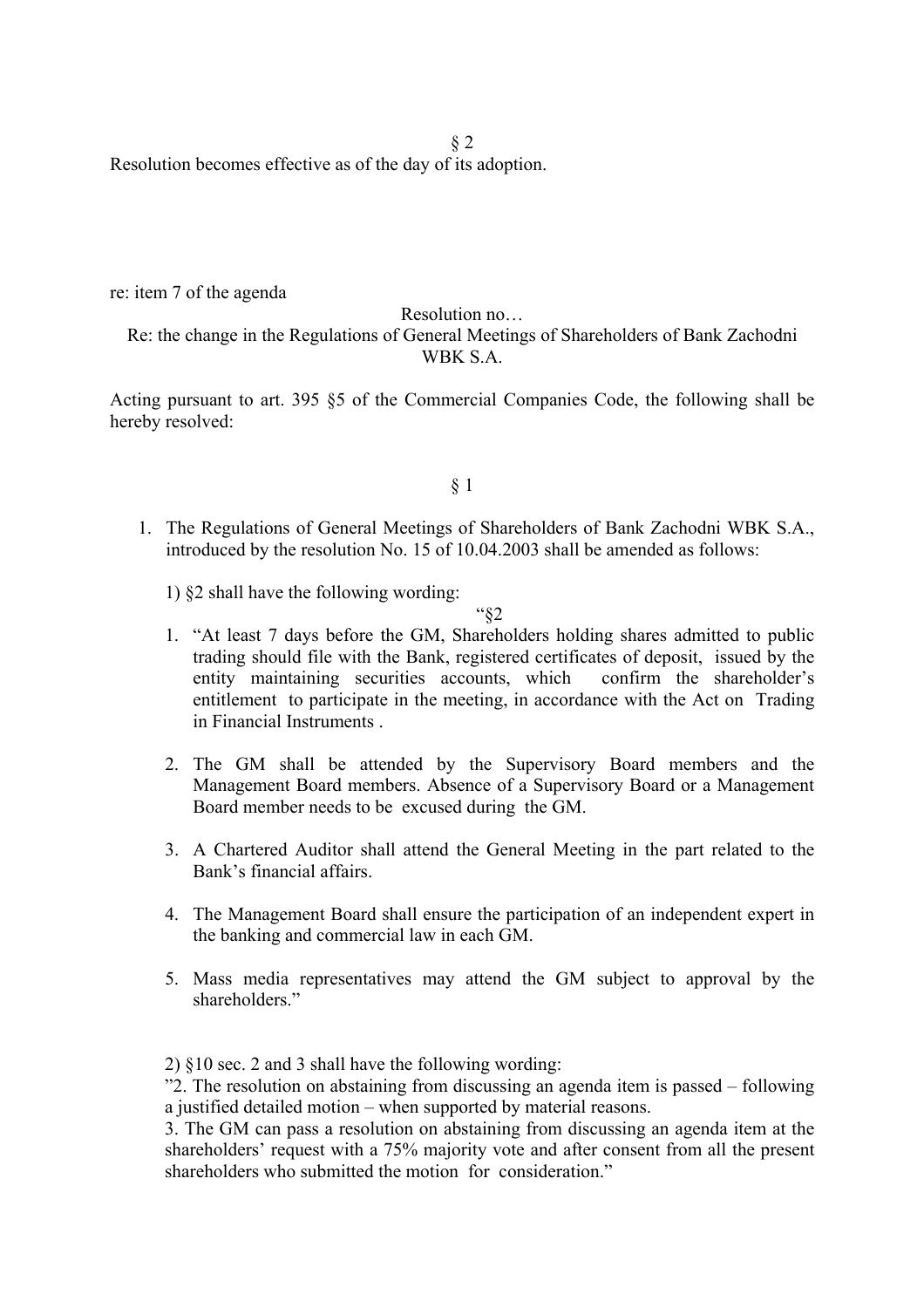§ 2

Resolution becomes effective as of the day of its adoption.

re: item 7 of the agenda

Resolution no…

Re: the change in the Regulations of General Meetings of Shareholders of Bank Zachodni WBK S.A.

Acting pursuant to art. 395 §5 of the Commercial Companies Code, the following shall be hereby resolved:

§ 1

1. The Regulations of General Meetings of Shareholders of Bank Zachodni WBK S.A., introduced by the resolution No. 15 of 10.04.2003 shall be amended as follows:

   1) §2 shall have the following wording:

   "§2

   1. "At least 7 days before the GM, Shareholders holding shares admitted to public trading should file with the Bank, registered certificates of deposit, issued by the entity maintaining securities accounts, which confirm the shareholder's entitlement to participate in the meeting, in accordance with the Act on Trading in Financial Instruments .

   2. The GM shall be attended by the Supervisory Board members and the Management Board members. Absence of a Supervisory Board or a Management Board member needs to be excused during the GM.

   3. A Chartered Auditor shall attend the General Meeting in the part related to the Bank's financial affairs.

   4. The Management Board shall ensure the participation of an independent expert in the banking and commercial law in each GM.

   5. Mass media representatives may attend the GM subject to approval by the shareholders."

   2) §10 sec. 2 and 3 shall have the following wording:

   "2. The resolution on abstaining from discussing an agenda item is passed – following a justified detailed motion – when supported by material reasons.

   3. The GM can pass a resolution on abstaining from discussing an agenda item at the shareholders' request with a 75% majority vote and after consent from all the present shareholders who submitted the motion for consideration."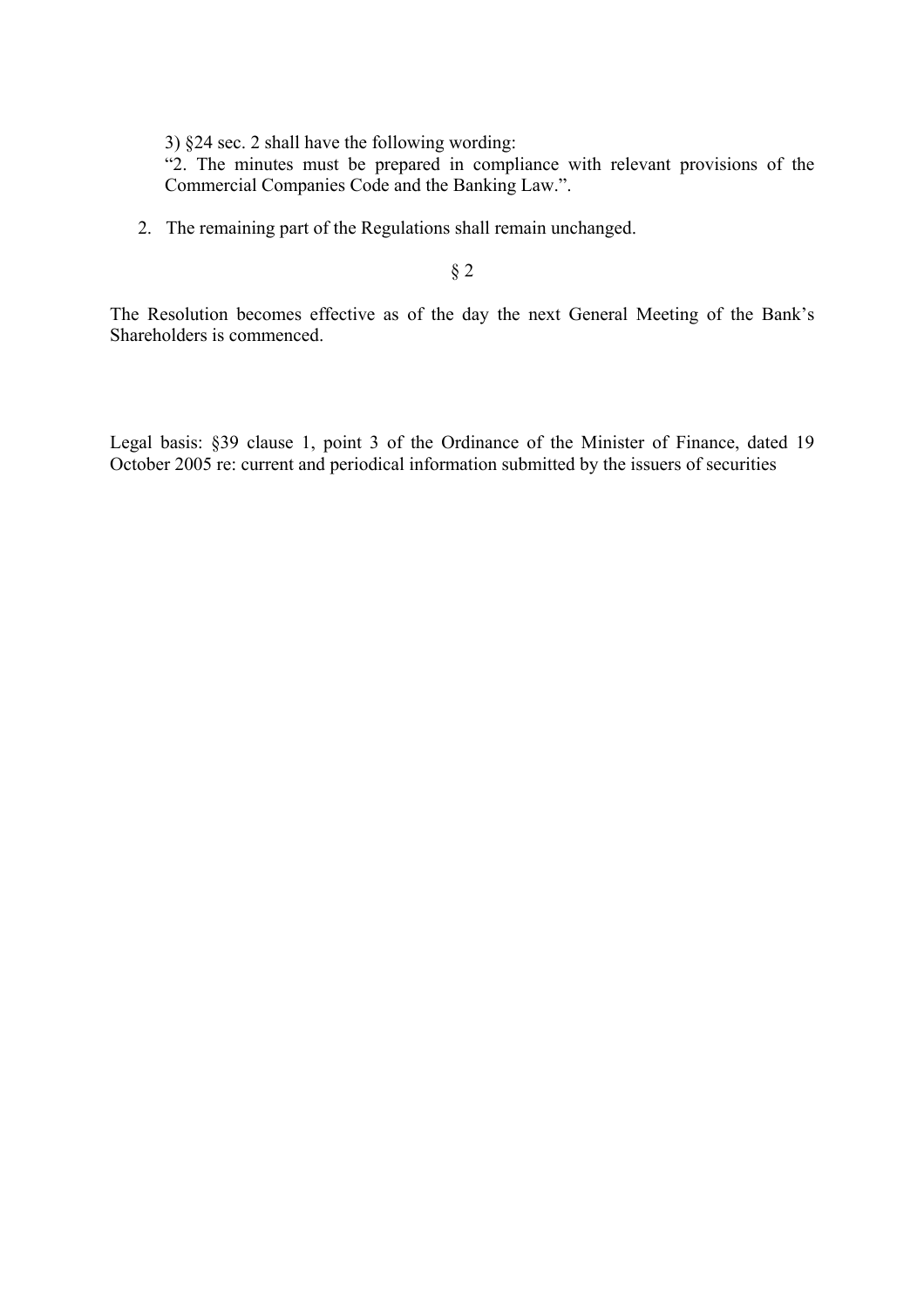3) §24 sec. 2 shall have the following wording:

"2. The minutes must be prepared in compliance with relevant provisions of the Commercial Companies Code and the Banking Law.".

2. The remaining part of the Regulations shall remain unchanged.

§ 2

The Resolution becomes effective as of the day the next General Meeting of the Bank's Shareholders is commenced.

Legal basis: §39 clause 1, point 3 of the Ordinance of the Minister of Finance, dated 19 October 2005 re: current and periodical information submitted by the issuers of securities